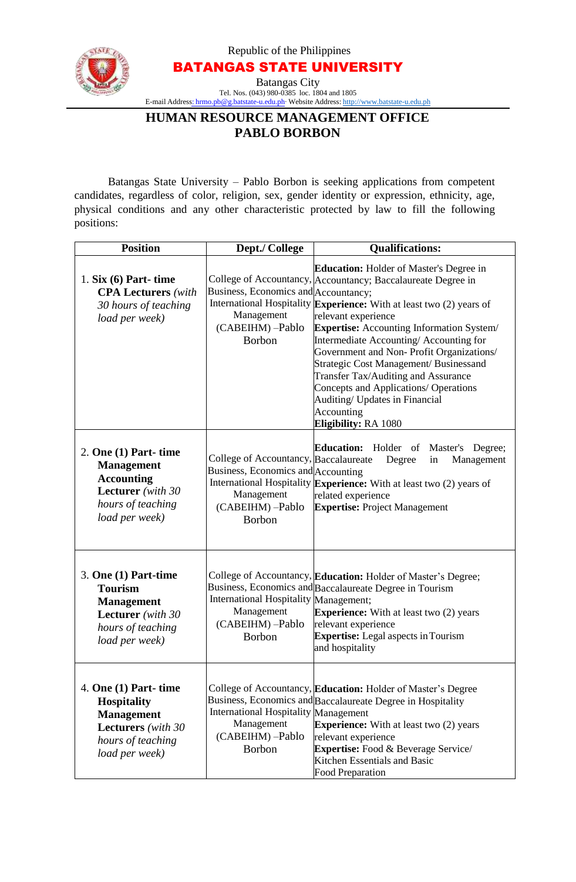Republic of the Philippines

# BATANGAS STATE UNIVERSITY

Batangas City

Tel. Nos. (043) 980-0385 loc. 1804 and 1805

E-mail Address: hrmo.pb@g.batstate-u.edu.ph· Website Address: http://www.batstate-u.edu.ph

## HUMAN RESOURCE MANAGEMENT OFFICE
## PABLO BORBON

Batangas State University – Pablo Borbon is seeking applications from competent candidates, regardless of color, religion, sex, gender identity or expression, ethnicity, age, physical conditions and any other characteristic protected by law to fill the following positions:

| Position | Dept./ College | Qualifications: |
|---|---|---|
| 1. **Six (6) Part- time CPA Lecturers** *(with 30 hours of teaching load per week)* | College of Accountancy, Business, Economics and International Hospitality Management (CABEIHM) –Pablo Borbon | **Education:** Holder of Master's Degree in Accountancy; Baccalaureate Degree in Accountancy;<br>**Experience:** With at least two (2) years of relevant experience<br>**Expertise:** Accounting Information System/ Intermediate Accounting/ Accounting for Government and Non- Profit Organizations/ Strategic Cost Management/ Businessand Transfer Tax/Auditing and Assurance Concepts and Applications/ Operations Auditing/ Updates in Financial Accounting<br>**Eligibility:** RA 1080 |
| 2. **One (1) Part- time Management Accounting Lecturer** *(with 30 hours of teaching load per week)* | College of Accountancy, Business, Economics and International Hospitality Management (CABEIHM) –Pablo Borbon | **Education:** Holder of Master's Degree; Baccalaureate Degree in Management Accounting<br>**Experience:** With at least two (2) years of related experience<br>**Expertise:** Project Management |
| 3. **One (1) Part-time Tourism Management Lecturer** *(with 30 hours of teaching load per week)* | College of Accountancy, Business, Economics and International Hospitality Management (CABEIHM) –Pablo Borbon | **Education:** Holder of Master's Degree; Baccalaureate Degree in Tourism Management;<br>**Experience:** With at least two (2) years relevant experience<br>**Expertise:** Legal aspects in Tourism and hospitality |
| 4. **One (1) Part- time Hospitality Management Lecturers** *(with 30 hours of teaching load per week)* | College of Accountancy, Business, Economics and International Hospitality Management (CABEIHM) –Pablo Borbon | **Education:** Holder of Master's Degree Baccalaureate Degree in Hospitality Management<br>**Experience:** With at least two (2) years relevant experience<br>**Expertise:** Food & Beverage Service/ Kitchen Essentials and Basic Food Preparation |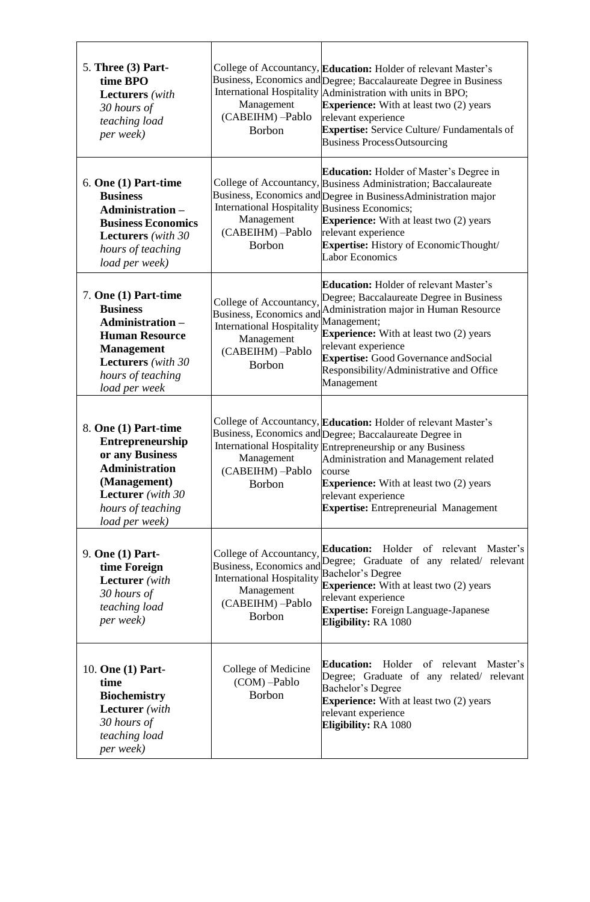| | | |
|---|---|---|
| 5. **Three (3) Part-time BPO Lecturers** *(with 30 hours of teaching load per week)* | College of Accountancy, Business, Economics and International Hospitality Management (CABEIHM) –Pablo Borbon | **Education:** Holder of relevant Master's Degree; Baccalaureate Degree in Business Administration with units in BPO; **Experience:** With at least two (2) years relevant experience **Expertise:** Service Culture/ Fundamentals of Business ProcessOutsourcing |
| 6. **One (1) Part-time Business Administration – Business Economics Lecturers** *(with 30 hours of teaching load per week)* | College of Accountancy, Business, Economics and International Hospitality Management (CABEIHM) –Pablo Borbon | **Education:** Holder of Master's Degree in Business Administration; Baccalaureate Degree in BusinessAdministration major Business Economics; **Experience:** With at least two (2) years relevant experience **Expertise:** History of EconomicThought/ Labor Economics |
| 7. **One (1) Part-time Business Administration – Human Resource Management Lecturers** *(with 30 hours of teaching load per week* | College of Accountancy, Business, Economics and International Hospitality Management (CABEIHM) –Pablo Borbon | **Education:** Holder of relevant Master's Degree; Baccalaureate Degree in Business Administration major in Human Resource Management; **Experience:** With at least two (2) years relevant experience **Expertise:** Good Governance andSocial Responsibility/Administrative and Office Management |
| 8. **One (1) Part-time Entrepreneurship or any Business Administration (Management) Lecturer** *(with 30 hours of teaching load per week)* | College of Accountancy, Business, Economics and International Hospitality Management (CABEIHM) –Pablo Borbon | **Education:** Holder of relevant Master's Degree; Baccalaureate Degree in Entrepreneurship or any Business Administration and Management related course **Experience:** With at least two (2) years relevant experience **Expertise:** Entrepreneurial Management |
| 9. **One (1) Part-time Foreign Lecturer** *(with 30 hours of teaching load per week)* | College of Accountancy, Business, Economics and International Hospitality Management (CABEIHM) –Pablo Borbon | **Education:** Holder of relevant Master's Degree; Graduate of any related/ relevant Bachelor's Degree **Experience:** With at least two (2) years relevant experience **Expertise:** Foreign Language-Japanese **Eligibility:** RA 1080 |
| 10. **One (1) Part-time Biochemistry Lecturer** *(with 30 hours of teaching load per week)* | College of Medicine (COM) –Pablo Borbon | **Education:** Holder of relevant Master's Degree; Graduate of any related/ relevant Bachelor's Degree **Experience:** With at least two (2) years relevant experience **Eligibility:** RA 1080 |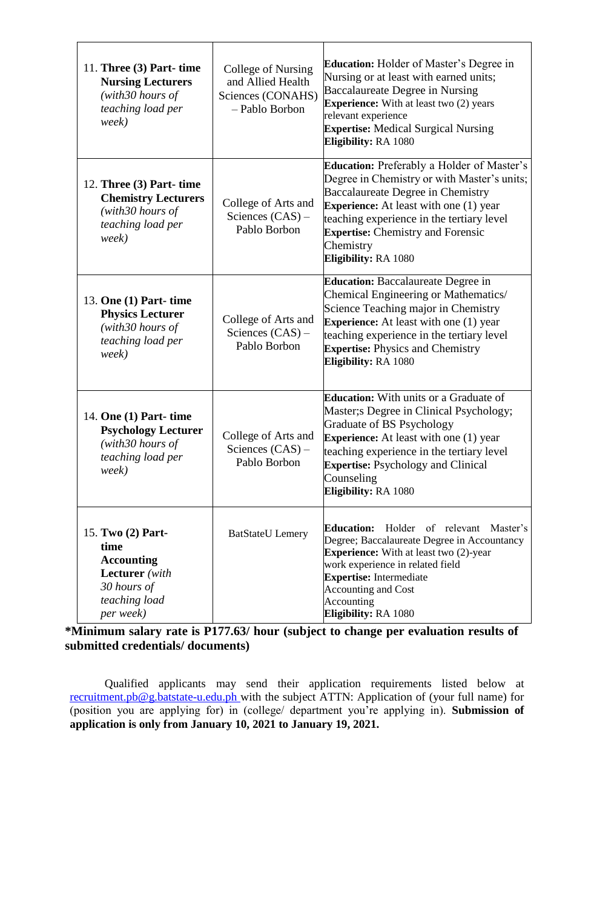| | | |
|---|---|---|
| 11. **Three (3) Part- time Nursing Lecturers** *(with30 hours of teaching load per week)* | College of Nursing and Allied Health Sciences (CONAHS) – Pablo Borbon | **Education:** Holder of Master's Degree in Nursing or at least with earned units; Baccalaureate Degree in Nursing<br>**Experience:** With at least two (2) years relevant experience<br>**Expertise:** Medical Surgical Nursing<br>**Eligibility:** RA 1080 |
| 12. **Three (3) Part- time Chemistry Lecturers** *(with30 hours of teaching load per week)* | College of Arts and Sciences (CAS) – Pablo Borbon | **Education:** Preferably a Holder of Master's Degree in Chemistry or with Master's units; Baccalaureate Degree in Chemistry<br>**Experience:** At least with one (1) year teaching experience in the tertiary level<br>**Expertise:** Chemistry and Forensic Chemistry<br>**Eligibility:** RA 1080 |
| 13. **One (1) Part- time Physics Lecturer** *(with30 hours of teaching load per week)* | College of Arts and Sciences (CAS) – Pablo Borbon | **Education:** Baccalaureate Degree in Chemical Engineering or Mathematics/ Science Teaching major in Chemistry<br>**Experience:** At least with one (1) year teaching experience in the tertiary level<br>**Expertise:** Physics and Chemistry<br>**Eligibility:** RA 1080 |
| 14. **One (1) Part- time Psychology Lecturer** *(with30 hours of teaching load per week)* | College of Arts and Sciences (CAS) – Pablo Borbon | **Education:** With units or a Graduate of Master;s Degree in Clinical Psychology; Graduate of BS Psychology<br>**Experience:** At least with one (1) year teaching experience in the tertiary level<br>**Expertise:** Psychology and Clinical Counseling<br>**Eligibility:** RA 1080 |
| 15. **Two (2) Part- time Accounting Lecturer** *(with 30 hours of teaching load per week)* | BatStateU Lemery | **Education:** Holder of relevant Master's Degree; Baccalaureate Degree in Accountancy<br>**Experience:** With at least two (2)-year work experience in related field<br>**Expertise:** Intermediate Accounting and Cost Accounting<br>**Eligibility:** RA 1080 |

***Minimum salary rate is P177.63/ hour (subject to change per evaluation results of submitted credentials/ documents)**

Qualified applicants may send their application requirements listed below at recruitment.pb@g.batstate-u.edu.ph with the subject ATTN: Application of (your full name) for (position you are applying for) in (college/ department you're applying in). **Submission of application is only from January 10, 2021 to January 19, 2021.**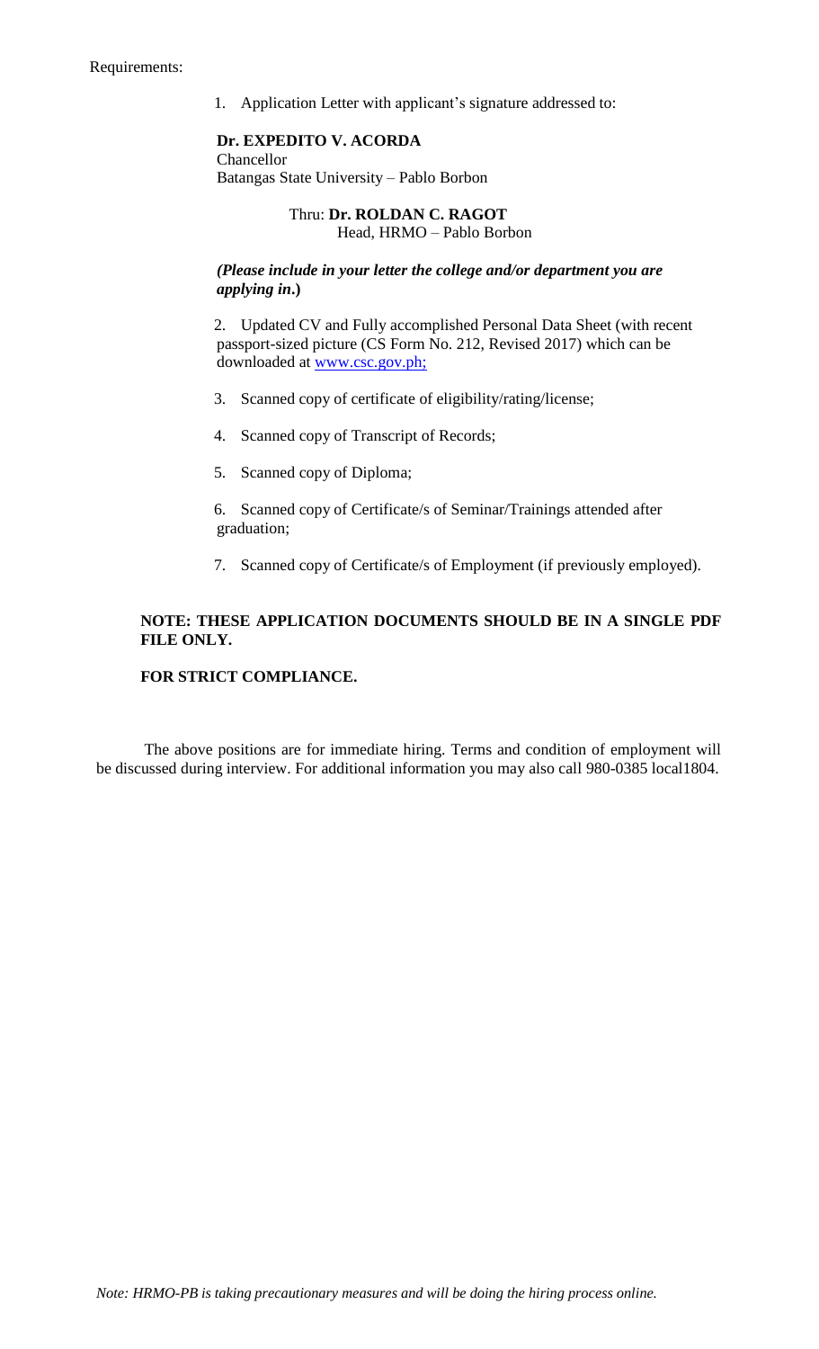Requirements:

1. Application Letter with applicant's signature addressed to:

   **Dr. EXPEDITO V. ACORDA**
   Chancellor
   Batangas State University – Pablo Borbon

   Thru: **Dr. ROLDAN C. RAGOT**
   Head, HRMO – Pablo Borbon

   ***(Please include in your letter the college and/or department you are applying in.)***

2. Updated CV and Fully accomplished Personal Data Sheet (with recent passport-sized picture (CS Form No. 212, Revised 2017) which can be downloaded at www.csc.gov.ph;

3. Scanned copy of certificate of eligibility/rating/license;

4. Scanned copy of Transcript of Records;

5. Scanned copy of Diploma;

6. Scanned copy of Certificate/s of Seminar/Trainings attended after graduation;

7. Scanned copy of Certificate/s of Employment (if previously employed).

**NOTE: THESE APPLICATION DOCUMENTS SHOULD BE IN A SINGLE PDF FILE ONLY.**

**FOR STRICT COMPLIANCE.**

The above positions are for immediate hiring. Terms and condition of employment will be discussed during interview. For additional information you may also call 980-0385 local1804.

*Note: HRMO-PB is taking precautionary measures and will be doing the hiring process online.*